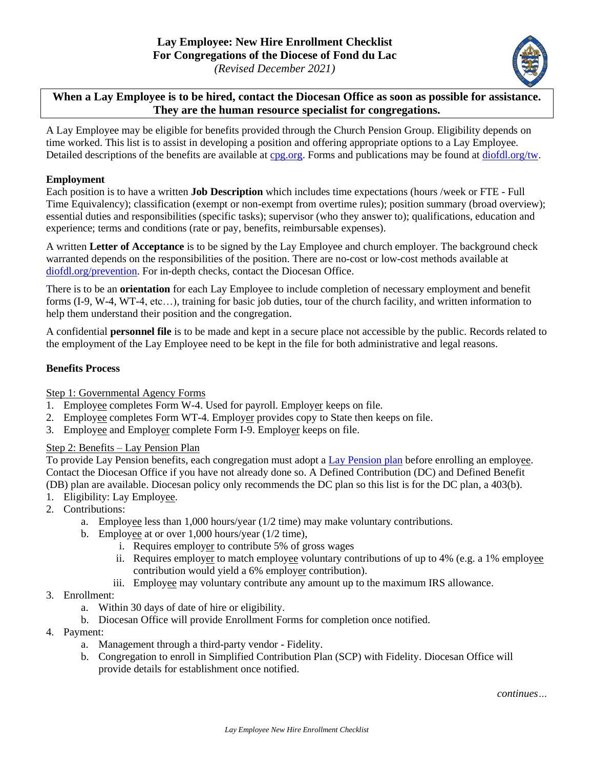# Lay Employee: New Hire Enrollment Checklist
## For Congregations of the Diocese of Fond du Lac
*(Revised December 2021)*

**When a Lay Employee is to be hired, contact the Diocesan Office as soon as possible for assistance. They are the human resource specialist for congregations.**

A Lay Employee may be eligible for benefits provided through the Church Pension Group. Eligibility depends on time worked. This list is to assist in developing a position and offering appropriate options to a Lay Employee. Detailed descriptions of the benefits are available at cpg.org. Forms and publications may be found at diofdl.org/tw.

**Employment**

Each position is to have a written **Job Description** which includes time expectations (hours /week or FTE - Full Time Equivalency); classification (exempt or non-exempt from overtime rules); position summary (broad overview); essential duties and responsibilities (specific tasks); supervisor (who they answer to); qualifications, education and experience; terms and conditions (rate or pay, benefits, reimbursable expenses).

A written **Letter of Acceptance** is to be signed by the Lay Employee and church employer. The background check warranted depends on the responsibilities of the position. There are no-cost or low-cost methods available at diofdl.org/prevention. For in-depth checks, contact the Diocesan Office.

There is to be an **orientation** for each Lay Employee to include completion of necessary employment and benefit forms (I-9, W-4, WT-4, etc…), training for basic job duties, tour of the church facility, and written information to help them understand their position and the congregation.

A confidential **personnel file** is to be made and kept in a secure place not accessible by the public. Records related to the employment of the Lay Employee need to be kept in the file for both administrative and legal reasons.

**Benefits Process**

Step 1: Governmental Agency Forms

1. Employee completes Form W-4. Used for payroll. Employer keeps on file.
2. Employee completes Form WT-4. Employer provides copy to State then keeps on file.
3. Employee and Employer complete Form I-9. Employer keeps on file.

Step 2: Benefits – Lay Pension Plan

To provide Lay Pension benefits, each congregation must adopt a Lay Pension plan before enrolling an employee. Contact the Diocesan Office if you have not already done so. A Defined Contribution (DC) and Defined Benefit (DB) plan are available. Diocesan policy only recommends the DC plan so this list is for the DC plan, a 403(b).

1. Eligibility: Lay Employee.
2. Contributions:
   a. Employee less than 1,000 hours/year (1/2 time) may make voluntary contributions.
   b. Employee at or over 1,000 hours/year (1/2 time),
      i. Requires employer to contribute 5% of gross wages
      ii. Requires employer to match employee voluntary contributions of up to 4% (e.g. a 1% employee contribution would yield a 6% employer contribution).
      iii. Employee may voluntary contribute any amount up to the maximum IRS allowance.
3. Enrollment:
   a. Within 30 days of date of hire or eligibility.
   b. Diocesan Office will provide Enrollment Forms for completion once notified.
4. Payment:
   a. Management through a third-party vendor - Fidelity.
   b. Congregation to enroll in Simplified Contribution Plan (SCP) with Fidelity. Diocesan Office will provide details for establishment once notified.

*continues…*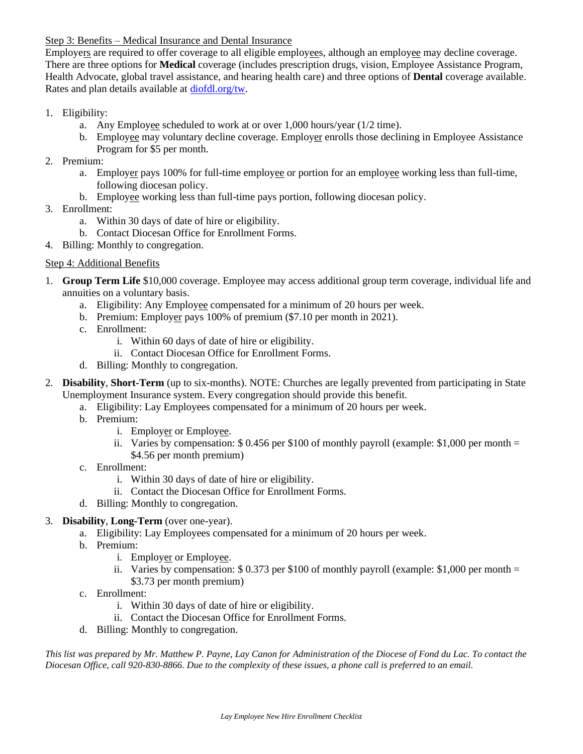Step 3: Benefits – Medical Insurance and Dental Insurance

Employers are required to offer coverage to all eligible employees, although an employee may decline coverage. There are three options for **Medical** coverage (includes prescription drugs, vision, Employee Assistance Program, Health Advocate, global travel assistance, and hearing health care) and three options of **Dental** coverage available. Rates and plan details available at [diofdl.org/tw](diofdl.org/tw).

1. Eligibility:
    a. Any Employee scheduled to work at or over 1,000 hours/year (1/2 time).
    b. Employee may voluntary decline coverage. Employer enrolls those declining in Employee Assistance Program for $5 per month.
2. Premium:
    a. Employer pays 100% for full-time employee or portion for an employee working less than full-time, following diocesan policy.
    b. Employee working less than full-time pays portion, following diocesan policy.
3. Enrollment:
    a. Within 30 days of date of hire or eligibility.
    b. Contact Diocesan Office for Enrollment Forms.
4. Billing: Monthly to congregation.

Step 4: Additional Benefits

1. **Group Term Life** $10,000 coverage. Employee may access additional group term coverage, individual life and annuities on a voluntary basis.
    a. Eligibility: Any Employee compensated for a minimum of 20 hours per week.
    b. Premium: Employer pays 100% of premium ($7.10 per month in 2021).
    c. Enrollment:
        i. Within 60 days of date of hire or eligibility.
        ii. Contact Diocesan Office for Enrollment Forms.
    d. Billing: Monthly to congregation.
2. **Disability**, **Short-Term** (up to six-months). NOTE: Churches are legally prevented from participating in State Unemployment Insurance system. Every congregation should provide this benefit.
    a. Eligibility: Lay Employees compensated for a minimum of 20 hours per week.
    b. Premium:
        i. Employer or Employee.
        ii. Varies by compensation: $ 0.456 per $100 of monthly payroll (example: $1,000 per month = $4.56 per month premium)
    c. Enrollment:
        i. Within 30 days of date of hire or eligibility.
        ii. Contact the Diocesan Office for Enrollment Forms.
    d. Billing: Monthly to congregation.
3. **Disability**, **Long-Term** (over one-year).
    a. Eligibility: Lay Employees compensated for a minimum of 20 hours per week.
    b. Premium:
        i. Employer or Employee.
        ii. Varies by compensation: $ 0.373 per $100 of monthly payroll (example: $1,000 per month = $3.73 per month premium)
    c. Enrollment:
        i. Within 30 days of date of hire or eligibility.
        ii. Contact the Diocesan Office for Enrollment Forms.
    d. Billing: Monthly to congregation.

*This list was prepared by Mr. Matthew P. Payne, Lay Canon for Administration of the Diocese of Fond du Lac. To contact the Diocesan Office, call 920-830-8866. Due to the complexity of these issues, a phone call is preferred to an email.*